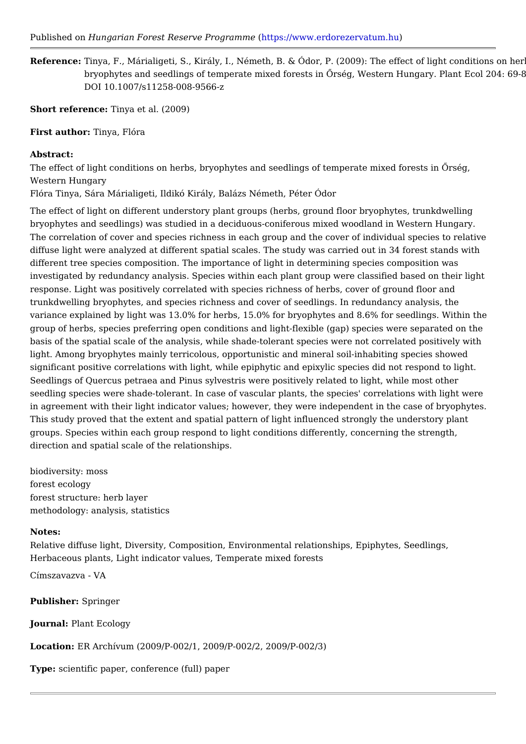Published on *Hungarian Forest Reserve Programme* (https://www.erdorezervatum.hu)

---

**Reference:** Tinya, F., Márialigeti, S., Király, I., Németh, B. & Ódor, P. (2009): The effect of light conditions on herbs, bryophytes and seedlings of temperate mixed forests in Őrség, Western Hungary. Plant Ecol 204: 69-8
DOI 10.1007/s11258-008-9566-z

**Short reference:** Tinya et al. (2009)

**First author:** Tinya, Flóra

**Abstract:**

The effect of light conditions on herbs, bryophytes and seedlings of temperate mixed forests in Őrség, Western Hungary
Flóra Tinya, Sára Márialigeti, Ildikó Király, Balázs Németh, Péter Ódor

The effect of light on different understory plant groups (herbs, ground floor bryophytes, trunkdwelling bryophytes and seedlings) was studied in a deciduous-coniferous mixed woodland in Western Hungary. The correlation of cover and species richness in each group and the cover of individual species to relative diffuse light were analyzed at different spatial scales. The study was carried out in 34 forest stands with different tree species composition. The importance of light in determining species composition was investigated by redundancy analysis. Species within each plant group were classified based on their light response. Light was positively correlated with species richness of herbs, cover of ground floor and trunkdwelling bryophytes, and species richness and cover of seedlings. In redundancy analysis, the variance explained by light was 13.0% for herbs, 15.0% for bryophytes and 8.6% for seedlings. Within the group of herbs, species preferring open conditions and light-flexible (gap) species were separated on the basis of the spatial scale of the analysis, while shade-tolerant species were not correlated positively with light. Among bryophytes mainly terricolous, opportunistic and mineral soil-inhabiting species showed significant positive correlations with light, while epiphytic and epixylic species did not respond to light. Seedlings of Quercus petraea and Pinus sylvestris were positively related to light, while most other seedling species were shade-tolerant. In case of vascular plants, the species' correlations with light were in agreement with their light indicator values; however, they were independent in the case of bryophytes. This study proved that the extent and spatial pattern of light influenced strongly the understory plant groups. Species within each group respond to light conditions differently, concerning the strength, direction and spatial scale of the relationships.

biodiversity: moss
forest ecology
forest structure: herb layer
methodology: analysis, statistics

**Notes:**

Relative diffuse light, Diversity, Composition, Environmental relationships, Epiphytes, Seedlings, Herbaceous plants, Light indicator values, Temperate mixed forests

Címszavazva - VA

**Publisher:** Springer

**Journal:** Plant Ecology

**Location:** ER Archívum (2009/P-002/1, 2009/P-002/2, 2009/P-002/3)

**Type:** scientific paper, conference (full) paper

---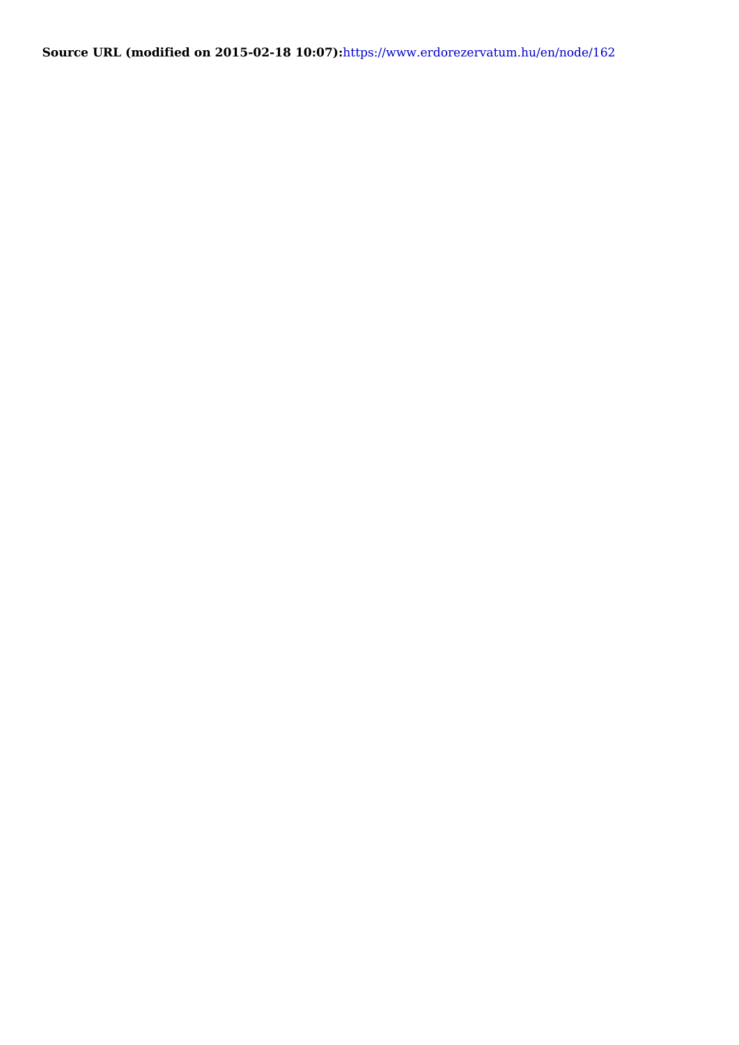**Source URL (modified on 2015-02-18 10:07):**https://www.erdorezervatum.hu/en/node/162